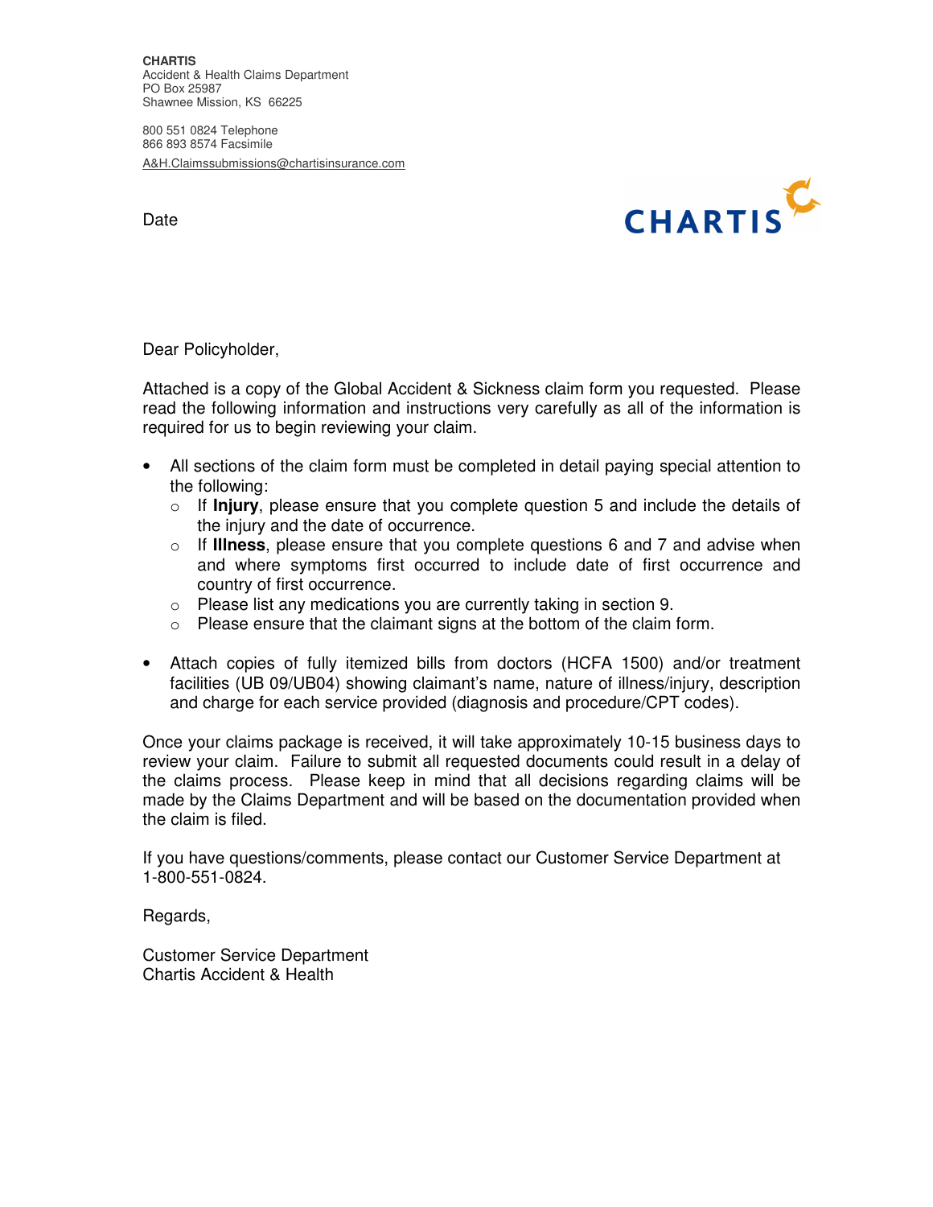**CHARTIS**
Accident & Health Claims Department
PO Box 25987
Shawnee Mission, KS 66225

800 551 0824 Telephone
866 893 8574 Facsimile
A&H.Claimssubmissions@chartisinsurance.com

Date

CHARTIS

Dear Policyholder,

Attached is a copy of the Global Accident & Sickness claim form you requested. Please read the following information and instructions very carefully as all of the information is required for us to begin reviewing your claim.

- All sections of the claim form must be completed in detail paying special attention to the following:
  - If **Injury**, please ensure that you complete question 5 and include the details of the injury and the date of occurrence.
  - If **Illness**, please ensure that you complete questions 6 and 7 and advise when and where symptoms first occurred to include date of first occurrence and country of first occurrence.
  - Please list any medications you are currently taking in section 9.
  - Please ensure that the claimant signs at the bottom of the claim form.

- Attach copies of fully itemized bills from doctors (HCFA 1500) and/or treatment facilities (UB 09/UB04) showing claimant's name, nature of illness/injury, description and charge for each service provided (diagnosis and procedure/CPT codes).

Once your claims package is received, it will take approximately 10-15 business days to review your claim. Failure to submit all requested documents could result in a delay of the claims process. Please keep in mind that all decisions regarding claims will be made by the Claims Department and will be based on the documentation provided when the claim is filed.

If you have questions/comments, please contact our Customer Service Department at 1-800-551-0824.

Regards,

Customer Service Department
Chartis Accident & Health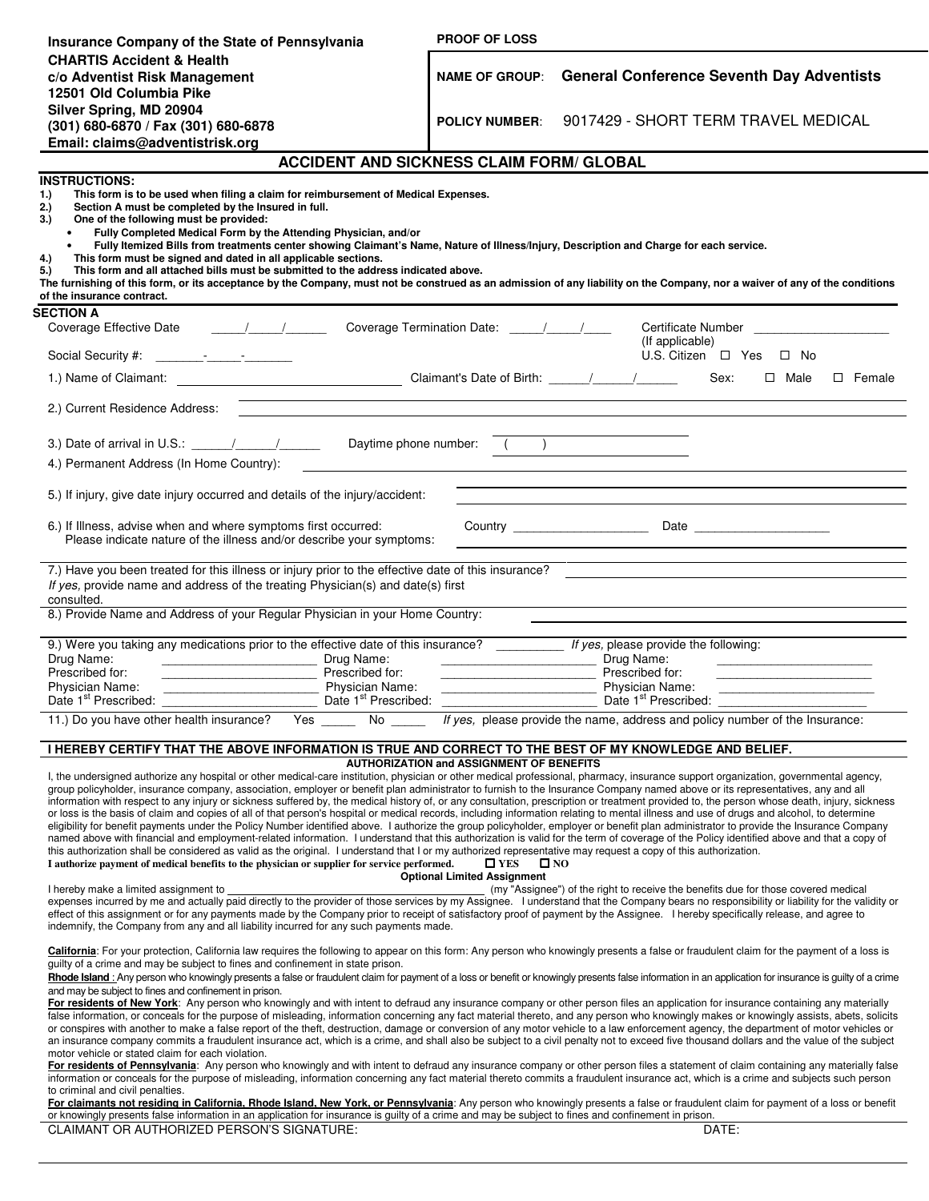**Insurance Company of the State of Pennsylvania**
**CHARTIS Accident & Health**
**c/o Adventist Risk Management**
**12501 Old Columbia Pike**
**Silver Spring, MD 20904**
**(301) 680-6870 / Fax (301) 680-6878**
**Email: claims@adventistrisk.org**

**PROOF OF LOSS**

**NAME OF GROUP**: **General Conference Seventh Day Adventists**

**POLICY NUMBER**: 9017429 - SHORT TERM TRAVEL MEDICAL

## ACCIDENT AND SICKNESS CLAIM FORM/ GLOBAL

**INSTRUCTIONS:**

1.) **This form is to be used when filing a claim for reimbursement of Medical Expenses.**
2.) **Section A must be completed by the Insured in full.**
3.) **One of the following must be provided:**
   - **Fully Completed Medical Form by the Attending Physician, and/or**
   - **Fully Itemized Bills from treatments center showing Claimant's Name, Nature of Illness/Injury, Description and Charge for each service.**
4.) **This form must be signed and dated in all applicable sections.**
5.) **This form and all attached bills must be submitted to the address indicated above.**

**The furnishing of this form, or its acceptance by the Company, must not be construed as an admission of any liability on the Company, nor a waiver of any of the conditions of the insurance contract.**

### SECTION A

Coverage Effective Date _____/_____/______ Coverage Termination Date: _____/_____/____ Certificate Number ____________________ (If applicable)

Social Security #: _______-_____-_______ U.S. Citizen ☐ Yes ☐ No

1.) Name of Claimant: ________________________________ Claimant's Date of Birth: ______/______/______ Sex: ☐ Male ☐ Female

2.) Current Residence Address: ____________________________________________

3.) Date of arrival in U.S.: ______/______/______ Daytime phone number: ( ) ____________________

4.) Permanent Address (In Home Country): ____________________________________________

5.) If injury, give date injury occurred and details of the injury/accident: ____________________________________________

6.) If Illness, advise when and where symptoms first occurred: Country ____________________ Date ____________________
Please indicate nature of the illness and/or describe your symptoms: ____________________________________________

7.) Have you been treated for this illness or injury prior to the effective date of this insurance? ____________________
*If yes,* provide name and address of the treating Physician(s) and date(s) first consulted.

8.) Provide Name and Address of your Regular Physician in your Home Country: ____________________________________________

9.) Were you taking any medications prior to the effective date of this insurance? _________ *If yes,* please provide the following:

| | | |
|---|---|---|
| Drug Name: ______________________ | Drug Name: ______________________ | Drug Name: ______________________ |
| Prescribed for: ______________________ | Prescribed for: ______________________ | Prescribed for: ______________________ |
| Physician Name: ______________________ | Physician Name: ______________________ | Physician Name: ______________________ |
| Date 1st Prescribed: ______________________ | Date 1st Prescribed: ______________________ | Date 1st Prescribed: ______________________ |

11.) Do you have other health insurance? Yes _____ No _____ *If yes,* please provide the name, address and policy number of the Insurance:

**I HEREBY CERTIFY THAT THE ABOVE INFORMATION IS TRUE AND CORRECT TO THE BEST OF MY KNOWLEDGE AND BELIEF.**

**AUTHORIZATION and ASSIGNMENT OF BENEFITS**

I, the undersigned authorize any hospital or other medical-care institution, physician or other medical professional, pharmacy, insurance support organization, governmental agency, group policyholder, insurance company, association, employer or benefit plan administrator to furnish to the Insurance Company named above or its representatives, any and all information with respect to any injury or sickness suffered by, the medical history of, or any consultation, prescription or treatment provided to, the person whose death, injury, sickness or loss is the basis of claim and copies of all of that person's hospital or medical records, including information relating to mental illness and use of drugs and alcohol, to determine eligibility for benefit payments under the Policy Number identified above. I authorize the group policyholder, employer or benefit plan administrator to provide the Insurance Company named above with financial and employment-related information. I understand that this authorization is valid for the term of coverage of the Policy identified above and that a copy of this authorization shall be considered as valid as the original. I understand that I or my authorized representative may request a copy of this authorization.

**I authorize payment of medical benefits to the physician or supplier for service performed.** ☐ **YES** ☐ **NO**

**Optional Limited Assignment**

I hereby make a limited assignment to ________________________________ (my "Assignee") of the right to receive the benefits due for those covered medical expenses incurred by me and actually paid directly to the provider of those services by my Assignee. I understand that the Company bears no responsibility or liability for the validity or effect of this assignment or for any payments made by the Company prior to receipt of satisfactory proof of payment by the Assignee. I hereby specifically release, and agree to indemnify, the Company from any and all liability incurred for any such payments made.

**California**: For your protection, California law requires the following to appear on this form: Any person who knowingly presents a false or fraudulent claim for the payment of a loss is guilty of a crime and may be subject to fines and confinement in state prison.

**Rhode Island** : Any person who knowingly presents a false or fraudulent claim for payment of a loss or benefit or knowingly presents false information in an application for insurance is guilty of a crime and may be subject to fines and confinement in prison.

**For residents of New York**: Any person who knowingly and with intent to defraud any insurance company or other person files an application for insurance containing any materially false information, or conceals for the purpose of misleading, information concerning any fact material thereto, and any person who knowingly makes or knowingly assists, abets, solicits or conspires with another to make a false report of the theft, destruction, damage or conversion of any motor vehicle to a law enforcement agency, the department of motor vehicles or an insurance company commits a fraudulent insurance act, which is a crime, and shall also be subject to a civil penalty not to exceed five thousand dollars and the value of the subject motor vehicle or stated claim for each violation.

**For residents of Pennsylvania**: Any person who knowingly and with intent to defraud any insurance company or other person files a statement of claim containing any materially false information or conceals for the purpose of misleading, information concerning any fact material thereto commits a fraudulent insurance act, which is a crime and subjects such person to criminal and civil penalties.

**For claimants not residing in California, Rhode Island, New York, or Pennsylvania**: Any person who knowingly presents a false or fraudulent claim for payment of a loss or benefit or knowingly presents false information in an application for insurance is guilty of a crime and may be subject to fines and confinement in prison.

CLAIMANT OR AUTHORIZED PERSON'S SIGNATURE: DATE: